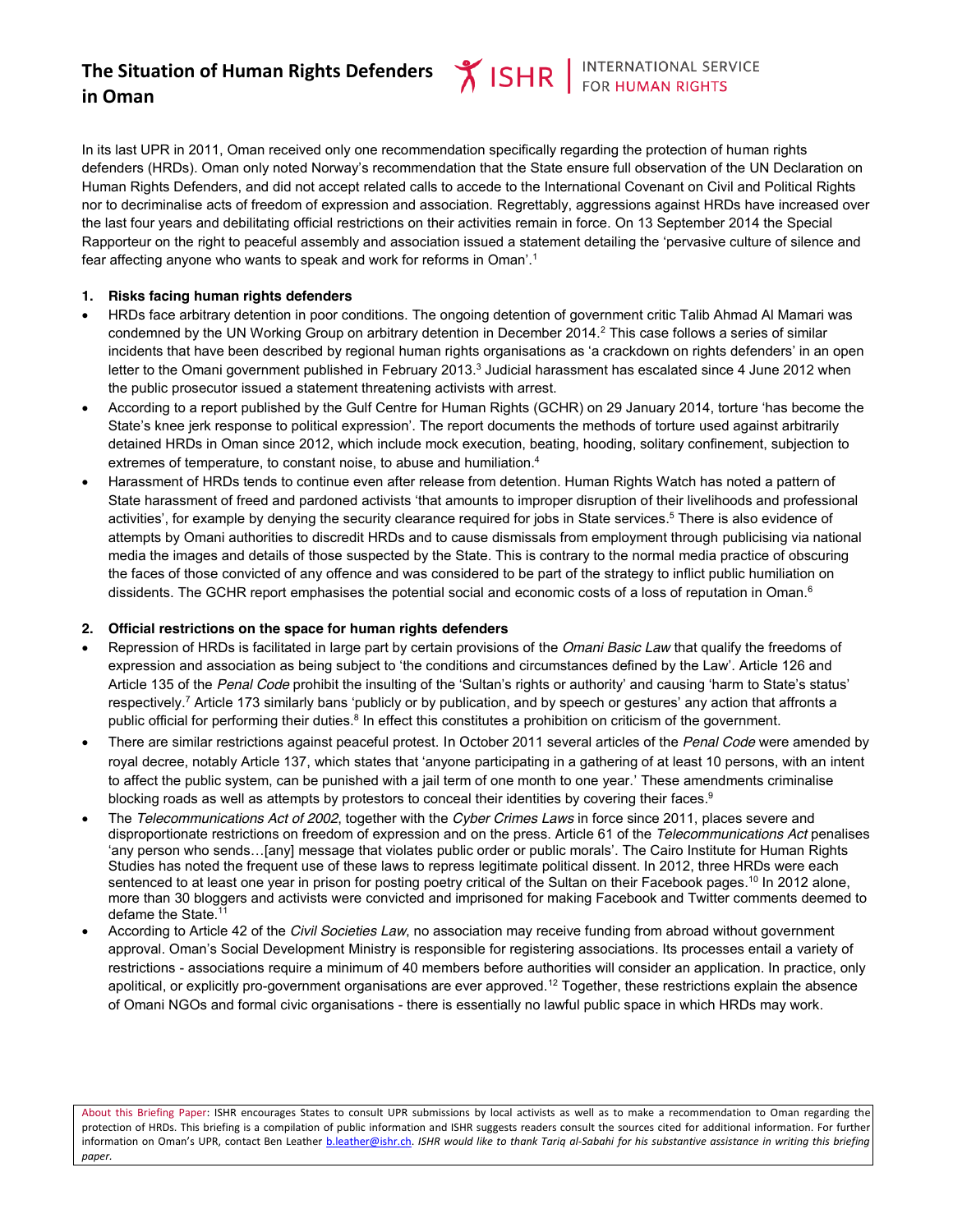# The Situation of Human Rights Defenders in Oman

In its last UPR in 2011, Oman received only one recommendation specifically regarding the protection of human rights defenders (HRDs). Oman only noted Norway's recommendation that the State ensure full observation of the UN Declaration on Human Rights Defenders, and did not accept related calls to accede to the International Covenant on Civil and Political Rights nor to decriminalise acts of freedom of expression and association. Regrettably, aggressions against HRDs have increased over the last four years and debilitating official restrictions on their activities remain in force. On 13 September 2014 the Special Rapporteur on the right to peaceful assembly and association issued a statement detailing the 'pervasive culture of silence and fear affecting anyone who wants to speak and work for reforms in Oman'.[1]

## 1. Risks facing human rights defenders

- HRDs face arbitrary detention in poor conditions. The ongoing detention of government critic Talib Ahmad Al Mamari was condemned by the UN Working Group on arbitrary detention in December 2014.[2] This case follows a series of similar incidents that have been described by regional human rights organisations as 'a crackdown on rights defenders' in an open letter to the Omani government published in February 2013.[3] Judicial harassment has escalated since 4 June 2012 when the public prosecutor issued a statement threatening activists with arrest.
- According to a report published by the Gulf Centre for Human Rights (GCHR) on 29 January 2014, torture 'has become the State's knee jerk response to political expression'. The report documents the methods of torture used against arbitrarily detained HRDs in Oman since 2012, which include mock execution, beating, hooding, solitary confinement, subjection to extremes of temperature, to constant noise, to abuse and humiliation.[4]
- Harassment of HRDs tends to continue even after release from detention. Human Rights Watch has noted a pattern of State harassment of freed and pardoned activists 'that amounts to improper disruption of their livelihoods and professional activities', for example by denying the security clearance required for jobs in State services.[5] There is also evidence of attempts by Omani authorities to discredit HRDs and to cause dismissals from employment through publicising via national media the images and details of those suspected by the State. This is contrary to the normal media practice of obscuring the faces of those convicted of any offence and was considered to be part of the strategy to inflict public humiliation on dissidents. The GCHR report emphasises the potential social and economic costs of a loss of reputation in Oman.[6]

## 2. Official restrictions on the space for human rights defenders

- Repression of HRDs is facilitated in large part by certain provisions of the *Omani Basic Law* that qualify the freedoms of expression and association as being subject to 'the conditions and circumstances defined by the Law'. Article 126 and Article 135 of the *Penal Code* prohibit the insulting of the 'Sultan's rights or authority' and causing 'harm to State's status' respectively.[7] Article 173 similarly bans 'publicly or by publication, and by speech or gestures' any action that affronts a public official for performing their duties.[8] In effect this constitutes a prohibition on criticism of the government.
- There are similar restrictions against peaceful protest. In October 2011 several articles of the *Penal Code* were amended by royal decree, notably Article 137, which states that 'anyone participating in a gathering of at least 10 persons, with an intent to affect the public system, can be punished with a jail term of one month to one year.' These amendments criminalise blocking roads as well as attempts by protestors to conceal their identities by covering their faces.[9]
- The *Telecommunications Act of 2002*, together with the *Cyber Crimes Laws* in force since 2011, places severe and disproportionate restrictions on freedom of expression and on the press. Article 61 of the *Telecommunications Act* penalises 'any person who sends…[any] message that violates public order or public morals'. The Cairo Institute for Human Rights Studies has noted the frequent use of these laws to repress legitimate political dissent. In 2012, three HRDs were each sentenced to at least one year in prison for posting poetry critical of the Sultan on their Facebook pages.[10] In 2012 alone, more than 30 bloggers and activists were convicted and imprisoned for making Facebook and Twitter comments deemed to defame the State.[11]
- According to Article 42 of the *Civil Societies Law*, no association may receive funding from abroad without government approval. Oman's Social Development Ministry is responsible for registering associations. Its processes entail a variety of restrictions - associations require a minimum of 40 members before authorities will consider an application. In practice, only apolitical, or explicitly pro-government organisations are ever approved.[12] Together, these restrictions explain the absence of Omani NGOs and formal civic organisations - there is essentially no lawful public space in which HRDs may work.

About this Briefing Paper: ISHR encourages States to consult UPR submissions by local activists as well as to make a recommendation to Oman regarding the protection of HRDs. This briefing is a compilation of public information and ISHR suggests readers consult the sources cited for additional information. For further information on Oman's UPR, contact Ben Leather b.leather@ishr.ch. *ISHR would like to thank Tariq al-Sabahi for his substantive assistance in writing this briefing paper.*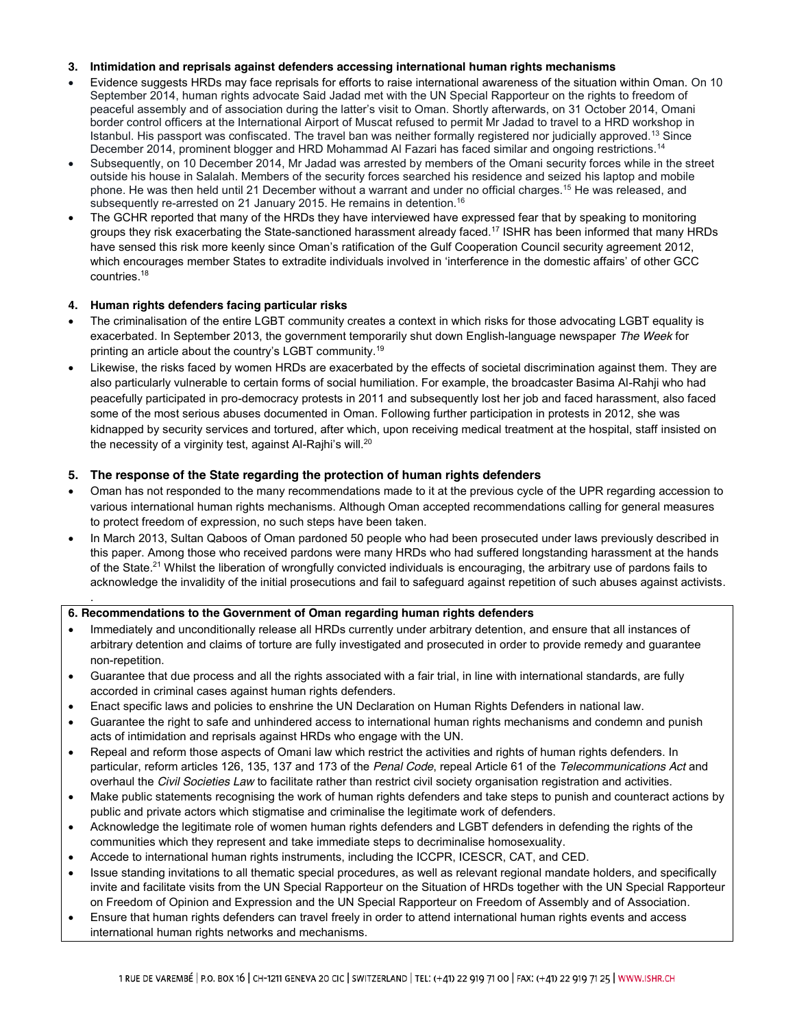## 3. Intimidation and reprisals against defenders accessing international human rights mechanisms

- Evidence suggests HRDs may face reprisals for efforts to raise international awareness of the situation within Oman. On 10 September 2014, human rights advocate Said Jadad met with the UN Special Rapporteur on the rights to freedom of peaceful assembly and of association during the latter's visit to Oman. Shortly afterwards, on 31 October 2014, Omani border control officers at the International Airport of Muscat refused to permit Mr Jadad to travel to a HRD workshop in Istanbul. His passport was confiscated. The travel ban was neither formally registered nor judicially approved.[13] Since December 2014, prominent blogger and HRD Mohammad Al Fazari has faced similar and ongoing restrictions.[14]
- Subsequently, on 10 December 2014, Mr Jadad was arrested by members of the Omani security forces while in the street outside his house in Salalah. Members of the security forces searched his residence and seized his laptop and mobile phone. He was then held until 21 December without a warrant and under no official charges.[15] He was released, and subsequently re-arrested on 21 January 2015. He remains in detention.[16]
- The GCHR reported that many of the HRDs they have interviewed have expressed fear that by speaking to monitoring groups they risk exacerbating the State-sanctioned harassment already faced.[17] ISHR has been informed that many HRDs have sensed this risk more keenly since Oman's ratification of the Gulf Cooperation Council security agreement 2012, which encourages member States to extradite individuals involved in 'interference in the domestic affairs' of other GCC countries.[18]

## 4. Human rights defenders facing particular risks

- The criminalisation of the entire LGBT community creates a context in which risks for those advocating LGBT equality is exacerbated. In September 2013, the government temporarily shut down English-language newspaper *The Week* for printing an article about the country's LGBT community.[19]
- Likewise, the risks faced by women HRDs are exacerbated by the effects of societal discrimination against them. They are also particularly vulnerable to certain forms of social humiliation. For example, the broadcaster Basima Al-Rahji who had peacefully participated in pro-democracy protests in 2011 and subsequently lost her job and faced harassment, also faced some of the most serious abuses documented in Oman. Following further participation in protests in 2012, she was kidnapped by security services and tortured, after which, upon receiving medical treatment at the hospital, staff insisted on the necessity of a virginity test, against Al-Rajhi's will.[20]

## 5. The response of the State regarding the protection of human rights defenders

- Oman has not responded to the many recommendations made to it at the previous cycle of the UPR regarding accession to various international human rights mechanisms. Although Oman accepted recommendations calling for general measures to protect freedom of expression, no such steps have been taken.
- In March 2013, Sultan Qaboos of Oman pardoned 50 people who had been prosecuted under laws previously described in this paper. Among those who received pardons were many HRDs who had suffered longstanding harassment at the hands of the State.[21] Whilst the liberation of wrongfully convicted individuals is encouraging, the arbitrary use of pardons fails to acknowledge the invalidity of the initial prosecutions and fail to safeguard against repetition of such abuses against activists.

## 6. Recommendations to the Government of Oman regarding human rights defenders

- Immediately and unconditionally release all HRDs currently under arbitrary detention, and ensure that all instances of arbitrary detention and claims of torture are fully investigated and prosecuted in order to provide remedy and guarantee non-repetition.
- Guarantee that due process and all the rights associated with a fair trial, in line with international standards, are fully accorded in criminal cases against human rights defenders.
- Enact specific laws and policies to enshrine the UN Declaration on Human Rights Defenders in national law.
- Guarantee the right to safe and unhindered access to international human rights mechanisms and condemn and punish acts of intimidation and reprisals against HRDs who engage with the UN.
- Repeal and reform those aspects of Omani law which restrict the activities and rights of human rights defenders. In particular, reform articles 126, 135, 137 and 173 of the *Penal Code*, repeal Article 61 of the *Telecommunications Act* and overhaul the *Civil Societies Law* to facilitate rather than restrict civil society organisation registration and activities.
- Make public statements recognising the work of human rights defenders and take steps to punish and counteract actions by public and private actors which stigmatise and criminalise the legitimate work of defenders.
- Acknowledge the legitimate role of women human rights defenders and LGBT defenders in defending the rights of the communities which they represent and take immediate steps to decriminalise homosexuality.
- Accede to international human rights instruments, including the ICCPR, ICESCR, CAT, and CED.
- Issue standing invitations to all thematic special procedures, as well as relevant regional mandate holders, and specifically invite and facilitate visits from the UN Special Rapporteur on the Situation of HRDs together with the UN Special Rapporteur on Freedom of Opinion and Expression and the UN Special Rapporteur on Freedom of Assembly and of Association.
- Ensure that human rights defenders can travel freely in order to attend international human rights events and access international human rights networks and mechanisms.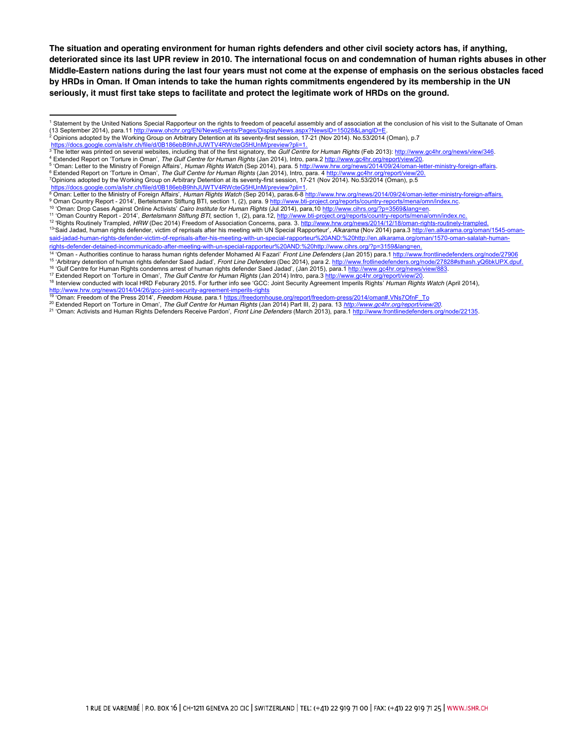**The situation and operating environment for human rights defenders and other civil society actors has, if anything, deteriorated since its last UPR review in 2010. The international focus on and condemnation of human rights abuses in other Middle-Eastern nations during the last four years must not come at the expense of emphasis on the serious obstacles faced by HRDs in Oman. If Oman intends to take the human rights commitments engendered by its membership in the UN seriously, it must first take steps to facilitate and protect the legitimate work of HRDs on the ground.**

---

[1] Statement by the United Nations Special Rapporteur on the rights to freedom of peaceful assembly and of association at the conclusion of his visit to the Sultanate of Oman (13 September 2014), para.11 http://www.ohchr.org/EN/NewsEvents/Pages/DisplayNews.aspx?NewsID=15028&LangID=E.

[2] Opinions adopted by the Working Group on Arbitrary Detention at its seventy-first session, 17-21 (Nov 2014). No.53/2014 (Oman), p.7 https://docs.google.com/a/ishr.ch/file/d/0B186ebB9hhJUWTV4RWcteG5HUnM/preview?pli=1.

[3] The letter was printed on several websites, including that of the first signatory, the *Gulf Centre for Human Rights* (Feb 2013): http://www.gc4hr.org/news/view/346.

[4] Extended Report on 'Torture in Oman', *The Gulf Centre for Human Rights* (Jan 2014), Intro, para.2 http://www.gc4hr.org/report/view/20.

[5] 'Oman: Letter to the Ministry of Foreign Affairs', *Human Rights Watch* (Sep 2014), para. 5 http://www.hrw.org/news/2014/09/24/oman-letter-ministry-foreign-affairs.

[6] Extended Report on 'Torture in Oman', *The Gulf Centre for Human Rights* (Jan 2014), Intro, para. 4 http://www.gc4hr.org/report/view/20.

[7] Opinions adopted by the Working Group on Arbitrary Detention at its seventy-first session, 17-21 (Nov 2014). No.53/2014 (Oman), p.5 https://docs.google.com/a/ishr.ch/file/d/0B186ebB9hhJUWTV4RWcteG5HUnM/preview?pli=1.

[8] Oman: Letter to the Ministry of Foreign Affairs', *Human Rights Watch* (Sep 2014), paras.6-8 http://www.hrw.org/news/2014/09/24/oman-letter-ministry-foreign-affairs.

[9] Oman Country Report - 2014', Bertelsmann Stiftung BTI, section 1, (2), para. 9 http://www.bti-project.org/reports/country-reports/mena/omn/index.nc.

[10] 'Oman: Drop Cases Against Online Activists' *Cairo Institute for Human Rights* (Jul 2014), para,10 http://www.cihrs.org/?p=3569&lang=en.

[11] 'Oman Country Report - 2014', *Bertelsmann Stiftung BTI*, section 1, (2), para.12, http://www.bti-project.org/reports/country-reports/mena/omn/index.nc.

[12] 'Rights Routinely Trampled, *HRW* (Dec 2014) Freedom of Association Concerns, para. 3. http://www.hrw.org/news/2014/12/18/oman-rights-routinely-trampled.

[13] 'Said Jadad, human rights defender, victim of reprisals after his meeting with UN Special Rapporteur', *Alkarama* (Nov 2014) para.3 http://en.alkarama.org/oman/1545-oman-said-jadad-human-rights-defender-victim-of-reprisals-after-his-meeting-with-un-special-rapporteur%20AND:%20http://en.alkarama.org/oman/1570-oman-salalah-human-rights-defender-detained-incommunicado-after-meeting-with-un-special-rapporteur%20AND:%20http://www.cihrs.org/?p=3159&lang=en.

[14] 'Oman - Authorities continue to harass human rights defender Mohamed Al Fazari' *Front Line Defenders* (Jan 2015) para.1 http://www.frontlinedefenders.org/node/27906

[15] 'Arbitrary detention of human rights defender Saed Jadad', *Front Line Defenders* (Dec 2014), para 2. http://www.frontlinedefenders.org/node/27828#sthash.yQ6bkUPX.dpuf.

[16] 'Gulf Centre for Human Rights condemns arrest of human rights defender Saed Jadad', (Jan 2015), para.1 http://www.gc4hr.org/news/view/883.

[17] Extended Report on 'Torture in Oman', *The Gulf Centre for Human Rights* (Jan 2014) Intro, para.3 http://www.gc4hr.org/report/view/20.

[18] Interview conducted with local HRD Feburary 2015. For further info see 'GCC: Joint Security Agreement Imperils Rights' *Human Rights Watch* (April 2014), http://www.hrw.org/news/2014/04/26/gcc-joint-security-agreement-imperils-rights

[19] 'Oman: Freedom of the Press 2014', *Freedom House,* para.1 https://freedomhouse.org/report/freedom-press/2014/oman#.VNs7OfnF_To

[20] Extended Report on 'Torture in Oman', *The Gulf Centre for Human Rights* (Jan 2014) Part III, 2) para. 13 *http://www.gc4hr.org/report/view/20*.

[21] 'Oman: Activists and Human Rights Defenders Receive Pardon', *Front Line Defenders* (March 2013), para.1 http://www.frontlinedefenders.org/node/22135.